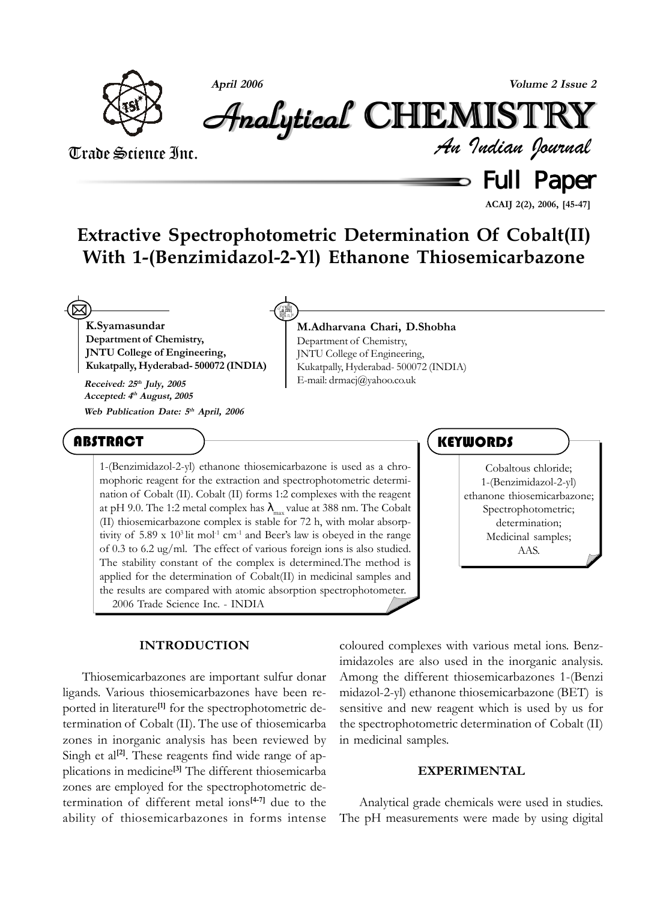Full Paper

# Extractive Spectrophotometric Determination Of Cobalt(II) With 1-(Benzimidazol-2-Yl) Ethanone Thiosemicarbazone

**K.Syamasundar**
**Department of Chemistry,**
**JNTU College of Engineering,**
**Kukatpally, Hyderabad- 500072 (INDIA)**

*Received: 25th July, 2005*
*Accepted: 4th August, 2005*
*Web Publication Date: 5th April, 2006*

**M.Adharvana Chari, D.Shobha**
Department of Chemistry,
JNTU College of Engineering,
Kukatpally, Hyderabad- 500072 (INDIA)
E-mail: drmacj@yahoo.co.uk

## ABSTRACT

1-(Benzimidazol-2-yl) ethanone thiosemicarbazone is used as a chromophoric reagent for the extraction and spectrophotometric determination of Cobalt (II). Cobalt (II) forms 1:2 complexes with the reagent at pH 9.0. The 1:2 metal complex has $\lambda_{max}$ value at 388 nm. The Cobalt (II) thiosemicarbazone complex is stable for 72 h, with molar absorptivity of $5.89 \times 10^3$ lit mol$^{-1}$ cm$^{-1}$ and Beer's law is obeyed in the range of 0.3 to 6.2 ug/ml. The effect of various foreign ions is also studied. The stability constant of the complex is determined.The method is applied for the determination of Cobalt(II) in medicinal samples and the results are compared with atomic absorption spectrophotometer.

2006 Trade Science Inc. - INDIA

## KEYWORDS

Cobaltous chloride;
1-(Benzimidazol-2-yl) ethanone thiosemicarbazone;
Spectrophotometric;
determination;
Medicinal samples;
AAS.

## INTRODUCTION

Thiosemicarbazones are important sulfur donar ligands. Various thiosemicarbazones have been reported in literature[1] for the spectrophotometric determination of Cobalt (II). The use of thiosemicarba zones in inorganic analysis has been reviewed by Singh et al[2]. These reagents find wide range of applications in medicine[3] The different thiosemicarba zones are employed for the spectrophotometric determination of different metal ions[4-7] due to the ability of thiosemicarbazones in forms intense coloured complexes with various metal ions. Benzimidazoles are also used in the inorganic analysis. Among the different thiosemicarbazones 1-(Benzi midazol-2-yl) ethanone thiosemicarbazone (BET) is sensitive and new reagent which is used by us for the spectrophotometric determination of Cobalt (II) in medicinal samples.

## EXPERIMENTAL

Analytical grade chemicals were used in studies. The pH measurements were made by using digital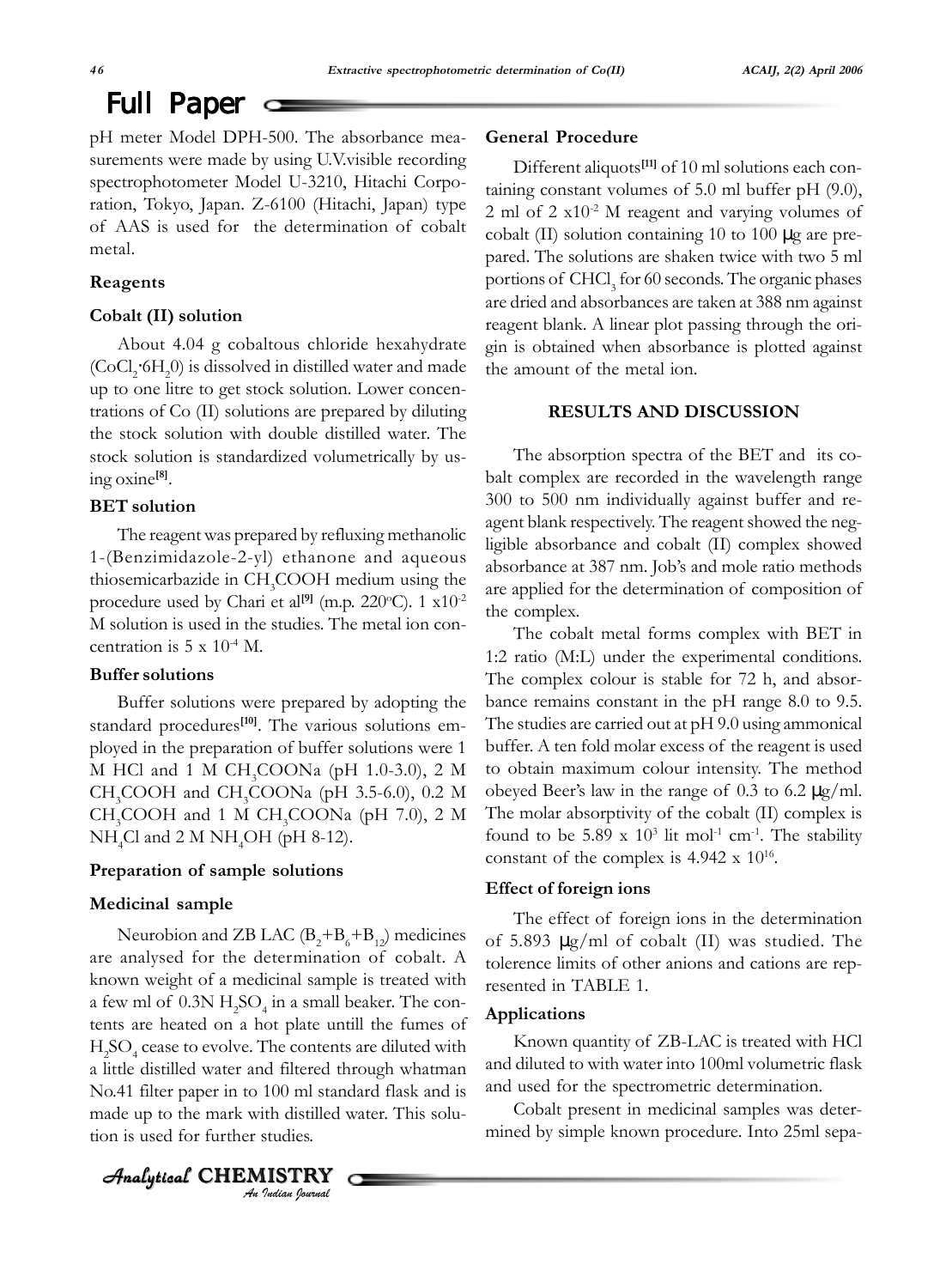pH meter Model DPH-500. The absorbance measurements were made by using U.V.visible recording spectrophotometer Model U-3210, Hitachi Corporation, Tokyo, Japan. Z-6100 (Hitachi, Japan) type of AAS is used for the determination of cobalt metal.

### Reagents

### Cobalt (II) solution

About 4.04 g cobaltous chloride hexahydrate ($CoCl_2 \cdot 6H_20$) is dissolved in distilled water and made up to one litre to get stock solution. Lower concentrations of Co (II) solutions are prepared by diluting the stock solution with double distilled water. The stock solution is standardized volumetrically by using oxine[8].

### BET solution

The reagent was prepared by refluxing methanolic 1-(Benzimidazole-2-yl) ethanone and aqueous thiosemicarbazide in $CH_3COOH$ medium using the procedure used by Chari et al[9] (m.p. 220°C). 1 x$10^{-2}$ M solution is used in the studies. The metal ion concentration is 5 x $10^{-4}$ M.

### Buffer solutions

Buffer solutions were prepared by adopting the standard procedures[10]. The various solutions employed in the preparation of buffer solutions were 1 M HCl and 1 M $CH_3COONa$ (pH 1.0-3.0), 2 M $CH_3COOH$ and $CH_3COONa$ (pH 3.5-6.0), 0.2 M $CH_3COOH$ and 1 M $CH_3COONa$ (pH 7.0), 2 M $NH_4Cl$ and 2 M $NH_4OH$ (pH 8-12).

### Preparation of sample solutions

### Medicinal sample

Neurobion and ZB LAC ($B_2$+$B_6$+$B_{12}$) medicines are analysed for the determination of cobalt. A known weight of a medicinal sample is treated with a few ml of 0.3N $H_2SO_4$ in a small beaker. The contents are heated on a hot plate untill the fumes of $H_2SO_4$ cease to evolve. The contents are diluted with a little distilled water and filtered through whatman No.41 filter paper in to 100 ml standard flask and is made up to the mark with distilled water. This solution is used for further studies.

### General Procedure

Different aliquots[11] of 10 ml solutions each containing constant volumes of 5.0 ml buffer pH (9.0), 2 ml of 2 x$10^{-2}$ M reagent and varying volumes of cobalt (II) solution containing 10 to 100 μg are prepared. The solutions are shaken twice with two 5 ml portions of $CHCl_3$ for 60 seconds. The organic phases are dried and absorbances are taken at 388 nm against reagent blank. A linear plot passing through the origin is obtained when absorbance is plotted against the amount of the metal ion.

## RESULTS AND DISCUSSION

The absorption spectra of the BET and its cobalt complex are recorded in the wavelength range 300 to 500 nm individually against buffer and reagent blank respectively. The reagent showed the negligible absorbance and cobalt (II) complex showed absorbance at 387 nm. Job's and mole ratio methods are applied for the determination of composition of the complex.

The cobalt metal forms complex with BET in 1:2 ratio (M:L) under the experimental conditions. The complex colour is stable for 72 h, and absorbance remains constant in the pH range 8.0 to 9.5. The studies are carried out at pH 9.0 using ammonical buffer. A ten fold molar excess of the reagent is used to obtain maximum colour intensity. The method obeyed Beer's law in the range of 0.3 to 6.2 μg/ml. The molar absorptivity of the cobalt (II) complex is found to be 5.89 x $10^3$ lit $mol^{-1}$ $cm^{-1}$. The stability constant of the complex is 4.942 x $10^{16}$.

### Effect of foreign ions

The effect of foreign ions in the determination of 5.893 μg/ml of cobalt (II) was studied. The tolerence limits of other anions and cations are represented in TABLE 1.

### Applications

Known quantity of ZB-LAC is treated with HCl and diluted to with water into 100ml volumetric flask and used for the spectrometric determination.

Cobalt present in medicinal samples was determined by simple known procedure. Into 25ml sepa-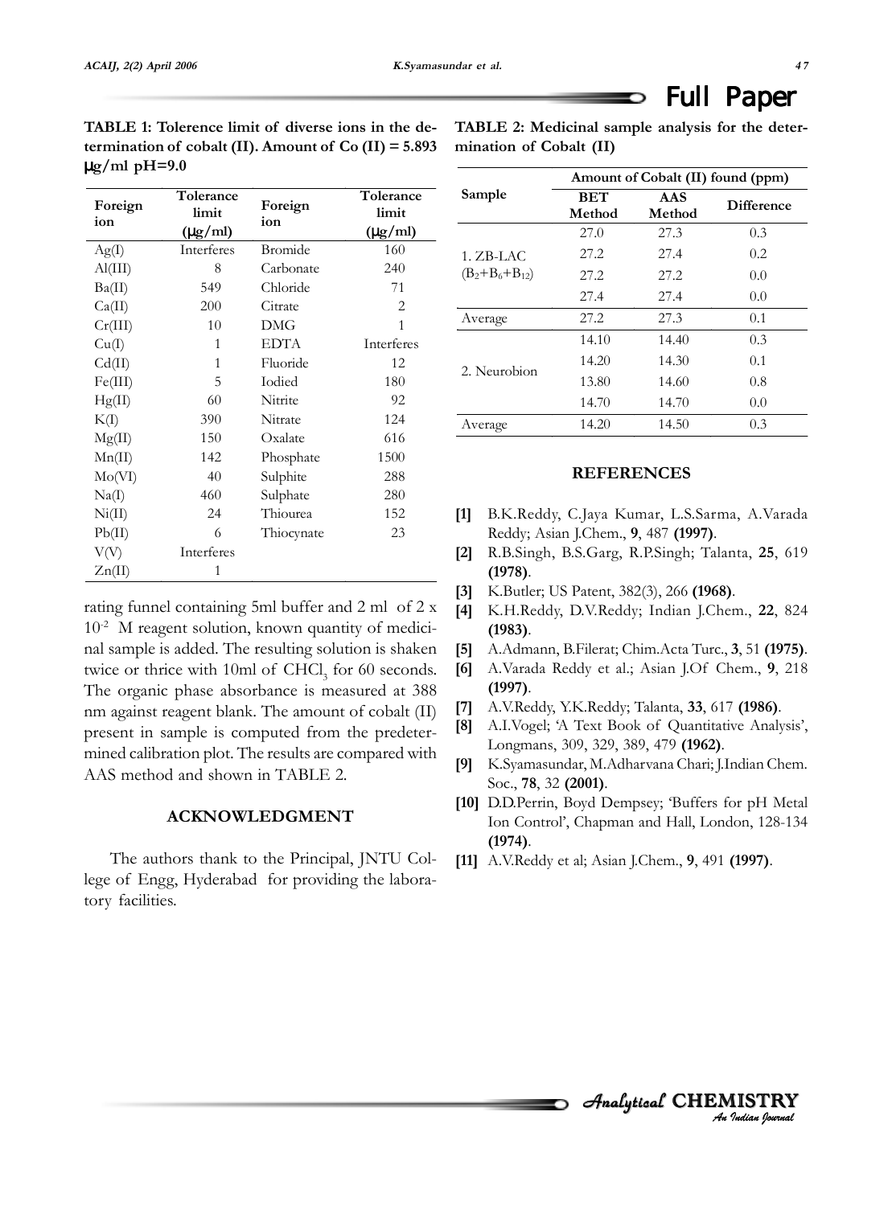**TABLE 1: Tolerence limit of diverse ions in the determination of cobalt (II). Amount of Co (II) = 5.893 μg/ml pH=9.0**

| Foreign ion | Tolerance limit (μg/ml) | Foreign ion | Tolerance limit (μg/ml) |
|---|---|---|---|
| Ag(I) | Interferes | Bromide | 160 |
| Al(III) | 8 | Carbonate | 240 |
| Ba(II) | 549 | Chloride | 71 |
| Ca(II) | 200 | Citrate | 2 |
| Cr(III) | 10 | DMG | 1 |
| Cu(I) | 1 | EDTA | Interferes |
| Cd(II) | 1 | Fluoride | 12 |
| Fe(III) | 5 | Iodied | 180 |
| Hg(II) | 60 | Nitrite | 92 |
| K(I) | 390 | Nitrate | 124 |
| Mg(II) | 150 | Oxalate | 616 |
| Mn(II) | 142 | Phosphate | 1500 |
| Mo(VI) | 40 | Sulphite | 288 |
| Na(I) | 460 | Sulphate | 280 |
| Ni(II) | 24 | Thiourea | 152 |
| Pb(II) | 6 | Thiocynate | 23 |
| V(V) | Interferes | | |
| Zn(II) | 1 | | |

rating funnel containing 5ml buffer and 2 ml of 2 x $10^{-2}$ M reagent solution, known quantity of medicinal sample is added. The resulting solution is shaken twice or thrice with 10ml of $CHCl_3$ for 60 seconds. The organic phase absorbance is measured at 388 nm against reagent blank. The amount of cobalt (II) present in sample is computed from the predetermined calibration plot. The results are compared with AAS method and shown in TABLE 2.

## ACKNOWLEDGMENT

The authors thank to the Principal, JNTU College of Engg, Hyderabad for providing the laboratory facilities.

**TABLE 2: Medicinal sample analysis for the determination of Cobalt (II)**

| Sample | Amount of Cobalt (II) found (ppm) | | |
|---|---|---|---|
| | BET Method | AAS Method | Difference |
| 1. ZB-LAC ($B_2$+$B_6$+$B_{12}$) | 27.0 | 27.3 | 0.3 |
| | 27.2 | 27.4 | 0.2 |
| | 27.2 | 27.2 | 0.0 |
| | 27.4 | 27.4 | 0.0 |
| Average | 27.2 | 27.3 | 0.1 |
| 2. Neurobion | 14.10 | 14.40 | 0.3 |
| | 14.20 | 14.30 | 0.1 |
| | 13.80 | 14.60 | 0.8 |
| | 14.70 | 14.70 | 0.0 |
| Average | 14.20 | 14.50 | 0.3 |

## REFERENCES

[1] B.K.Reddy, C.Jaya Kumar, L.S.Sarma, A.Varada Reddy; Asian J.Chem., **9**, 487 **(1997)**.

[2] R.B.Singh, B.S.Garg, R.P.Singh; Talanta, **25**, 619 **(1978)**.

[3] K.Butler; US Patent, 382(3), 266 **(1968)**.

[4] K.H.Reddy, D.V.Reddy; Indian J.Chem., **22**, 824 **(1983)**.

[5] A.Admann, B.Filerat; Chim.Acta Turc., **3**, 51 **(1975)**.

[6] A.Varada Reddy et al.; Asian J.Of Chem., **9**, 218 **(1997)**.

[7] A.V.Reddy, Y.K.Reddy; Talanta, **33**, 617 **(1986)**.

[8] A.I.Vogel; 'A Text Book of Quantitative Analysis', Longmans, 309, 329, 389, 479 **(1962)**.

[9] K.Syamasundar, M.Adharvana Chari; J.Indian Chem. Soc., **78**, 32 **(2001)**.

[10] D.D.Perrin, Boyd Dempsey; 'Buffers for pH Metal Ion Control', Chapman and Hall, London, 128-134 **(1974)**.

[11] A.V.Reddy et al; Asian J.Chem., **9**, 491 **(1997)**.